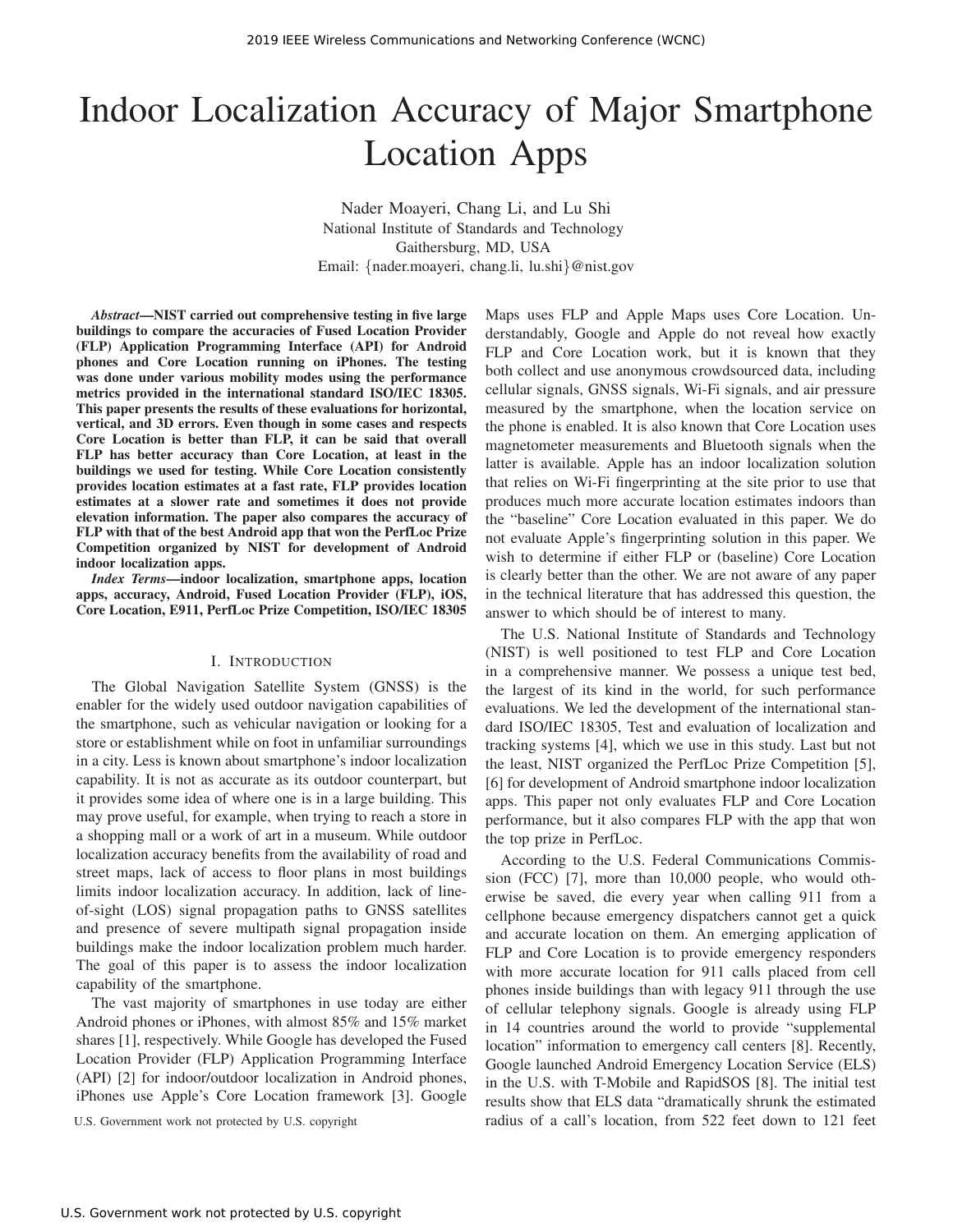# Indoor Localization Accuracy of Major Smartphone Location Apps

Nader Moayeri, Chang Li, and Lu Shi
National Institute of Standards and Technology
Gaithersburg, MD, USA
Email: {nader.moayeri, chang.li, lu.shi}@nist.gov

***Abstract*—NIST carried out comprehensive testing in five large buildings to compare the accuracies of Fused Location Provider (FLP) Application Programming Interface (API) for Android phones and Core Location running on iPhones. The testing was done under various mobility modes using the performance metrics provided in the international standard ISO/IEC 18305. This paper presents the results of these evaluations for horizontal, vertical, and 3D errors. Even though in some cases and respects Core Location is better than FLP, it can be said that overall FLP has better accuracy than Core Location, at least in the buildings we used for testing. While Core Location consistently provides location estimates at a fast rate, FLP provides location estimates at a slower rate and sometimes it does not provide elevation information. The paper also compares the accuracy of FLP with that of the best Android app that won the PerfLoc Prize Competition organized by NIST for development of Android indoor localization apps.**

***Index Terms*—indoor localization, smartphone apps, location apps, accuracy, Android, Fused Location Provider (FLP), iOS, Core Location, E911, PerfLoc Prize Competition, ISO/IEC 18305**

## I. Introduction

The Global Navigation Satellite System (GNSS) is the enabler for the widely used outdoor navigation capabilities of the smartphone, such as vehicular navigation or looking for a store or establishment while on foot in unfamiliar surroundings in a city. Less is known about smartphone's indoor localization capability. It is not as accurate as its outdoor counterpart, but it provides some idea of where one is in a large building. This may prove useful, for example, when trying to reach a store in a shopping mall or a work of art in a museum. While outdoor localization accuracy benefits from the availability of road and street maps, lack of access to floor plans in most buildings limits indoor localization accuracy. In addition, lack of line-of-sight (LOS) signal propagation paths to GNSS satellites and presence of severe multipath signal propagation inside buildings make the indoor localization problem much harder. The goal of this paper is to assess the indoor localization capability of the smartphone.

The vast majority of smartphones in use today are either Android phones or iPhones, with almost 85% and 15% market shares [1], respectively. While Google has developed the Fused Location Provider (FLP) Application Programming Interface (API) [2] for indoor/outdoor localization in Android phones, iPhones use Apple's Core Location framework [3]. Google Maps uses FLP and Apple Maps uses Core Location. Understandably, Google and Apple do not reveal how exactly FLP and Core Location work, but it is known that they both collect and use anonymous crowdsourced data, including cellular signals, GNSS signals, Wi-Fi signals, and air pressure measured by the smartphone, when the location service on the phone is enabled. It is also known that Core Location uses magnetometer measurements and Bluetooth signals when the latter is available. Apple has an indoor localization solution that relies on Wi-Fi fingerprinting at the site prior to use that produces much more accurate location estimates indoors than the "baseline" Core Location evaluated in this paper. We do not evaluate Apple's fingerprinting solution in this paper. We wish to determine if either FLP or (baseline) Core Location is clearly better than the other. We are not aware of any paper in the technical literature that has addressed this question, the answer to which should be of interest to many.

The U.S. National Institute of Standards and Technology (NIST) is well positioned to test FLP and Core Location in a comprehensive manner. We possess a unique test bed, the largest of its kind in the world, for such performance evaluations. We led the development of the international standard ISO/IEC 18305, Test and evaluation of localization and tracking systems [4], which we use in this study. Last but not the least, NIST organized the PerfLoc Prize Competition [5], [6] for development of Android smartphone indoor localization apps. This paper not only evaluates FLP and Core Location performance, but it also compares FLP with the app that won the top prize in PerfLoc.

According to the U.S. Federal Communications Commission (FCC) [7], more than 10,000 people, who would otherwise be saved, die every year when calling 911 from a cellphone because emergency dispatchers cannot get a quick and accurate location on them. An emerging application of FLP and Core Location is to provide emergency responders with more accurate location for 911 calls placed from cell phones inside buildings than with legacy 911 through the use of cellular telephony signals. Google is already using FLP in 14 countries around the world to provide "supplemental location" information to emergency call centers [8]. Recently, Google launched Android Emergency Location Service (ELS) in the U.S. with T-Mobile and RapidSOS [8]. The initial test results show that ELS data "dramatically shrunk the estimated radius of a call's location, from 522 feet down to 121 feet

U.S. Government work not protected by U.S. copyright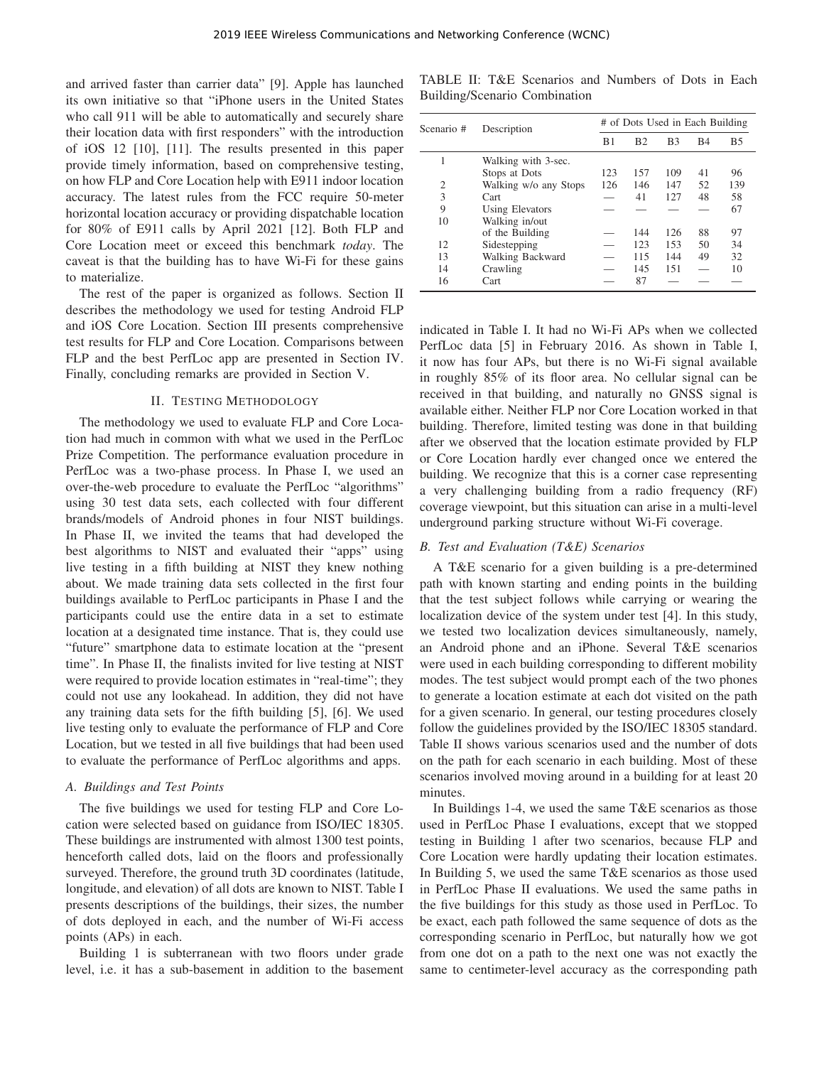and arrived faster than carrier data" [9]. Apple has launched its own initiative so that "iPhone users in the United States who call 911 will be able to automatically and securely share their location data with first responders" with the introduction of iOS 12 [10], [11]. The results presented in this paper provide timely information, based on comprehensive testing, on how FLP and Core Location help with E911 indoor location accuracy. The latest rules from the FCC require 50-meter horizontal location accuracy or providing dispatchable location for 80% of E911 calls by April 2021 [12]. Both FLP and Core Location meet or exceed this benchmark *today*. The caveat is that the building has to have Wi-Fi for these gains to materialize.

The rest of the paper is organized as follows. Section II describes the methodology we used for testing Android FLP and iOS Core Location. Section III presents comprehensive test results for FLP and Core Location. Comparisons between FLP and the best PerfLoc app are presented in Section IV. Finally, concluding remarks are provided in Section V.

## II. Testing Methodology

The methodology we used to evaluate FLP and Core Location had much in common with what we used in the PerfLoc Prize Competition. The performance evaluation procedure in PerfLoc was a two-phase process. In Phase I, we used an over-the-web procedure to evaluate the PerfLoc "algorithms" using 30 test data sets, each collected with four different brands/models of Android phones in four NIST buildings. In Phase II, we invited the teams that had developed the best algorithms to NIST and evaluated their "apps" using live testing in a fifth building at NIST they knew nothing about. We made training data sets collected in the first four buildings available to PerfLoc participants in Phase I and the participants could use the entire data in a set to estimate location at a designated time instance. That is, they could use "future" smartphone data to estimate location at the "present time". In Phase II, the finalists invited for live testing at NIST were required to provide location estimates in "real-time"; they could not use any lookahead. In addition, they did not have any training data sets for the fifth building [5], [6]. We used live testing only to evaluate the performance of FLP and Core Location, but we tested in all five buildings that had been used to evaluate the performance of PerfLoc algorithms and apps.

### *A. Buildings and Test Points*

The five buildings we used for testing FLP and Core Location were selected based on guidance from ISO/IEC 18305. These buildings are instrumented with almost 1300 test points, henceforth called dots, laid on the floors and professionally surveyed. Therefore, the ground truth 3D coordinates (latitude, longitude, and elevation) of all dots are known to NIST. Table I presents descriptions of the buildings, their sizes, the number of dots deployed in each, and the number of Wi-Fi access points (APs) in each.

Building 1 is subterranean with two floors under grade level, i.e. it has a sub-basement in addition to the basement

TABLE II: T&E Scenarios and Numbers of Dots in Each Building/Scenario Combination

| Scenario # | Description | # of Dots Used in Each Building | | | | |
|---|---|---|---|---|---|---|
| | | B1 | B2 | B3 | B4 | B5 |
| 1 | Walking with 3-sec. Stops at Dots | 123 | 157 | 109 | 41 | 96 |
| 2 | Walking w/o any Stops | 126 | 146 | 147 | 52 | 139 |
| 3 | Cart | — | 41 | 127 | 48 | 58 |
| 9 | Using Elevators | — | — | — | — | 67 |
| 10 | Walking in/out of the Building | — | 144 | 126 | 88 | 97 |
| 12 | Sidestepping | — | 123 | 153 | 50 | 34 |
| 13 | Walking Backward | — | 115 | 144 | 49 | 32 |
| 14 | Crawling | — | 145 | 151 | — | 10 |
| 16 | Cart | — | 87 | — | — | — |

indicated in Table I. It had no Wi-Fi APs when we collected PerfLoc data [5] in February 2016. As shown in Table I, it now has four APs, but there is no Wi-Fi signal available in roughly 85% of its floor area. No cellular signal can be received in that building, and naturally no GNSS signal is available either. Neither FLP nor Core Location worked in that building. Therefore, limited testing was done in that building after we observed that the location estimate provided by FLP or Core Location hardly ever changed once we entered the building. We recognize that this is a corner case representing a very challenging building from a radio frequency (RF) coverage viewpoint, but this situation can arise in a multi-level underground parking structure without Wi-Fi coverage.

### *B. Test and Evaluation (T&E) Scenarios*

A T&E scenario for a given building is a pre-determined path with known starting and ending points in the building that the test subject follows while carrying or wearing the localization device of the system under test [4]. In this study, we tested two localization devices simultaneously, namely, an Android phone and an iPhone. Several T&E scenarios were used in each building corresponding to different mobility modes. The test subject would prompt each of the two phones to generate a location estimate at each dot visited on the path for a given scenario. In general, our testing procedures closely follow the guidelines provided by the ISO/IEC 18305 standard. Table II shows various scenarios used and the number of dots on the path for each scenario in each building. Most of these scenarios involved moving around in a building for at least 20 minutes.

In Buildings 1-4, we used the same T&E scenarios as those used in PerfLoc Phase I evaluations, except that we stopped testing in Building 1 after two scenarios, because FLP and Core Location were hardly updating their location estimates. In Building 5, we used the same T&E scenarios as those used in PerfLoc Phase II evaluations. We used the same paths in the five buildings for this study as those used in PerfLoc. To be exact, each path followed the same sequence of dots as the corresponding scenario in PerfLoc, but naturally how we got from one dot on a path to the next one was not exactly the same to centimeter-level accuracy as the corresponding path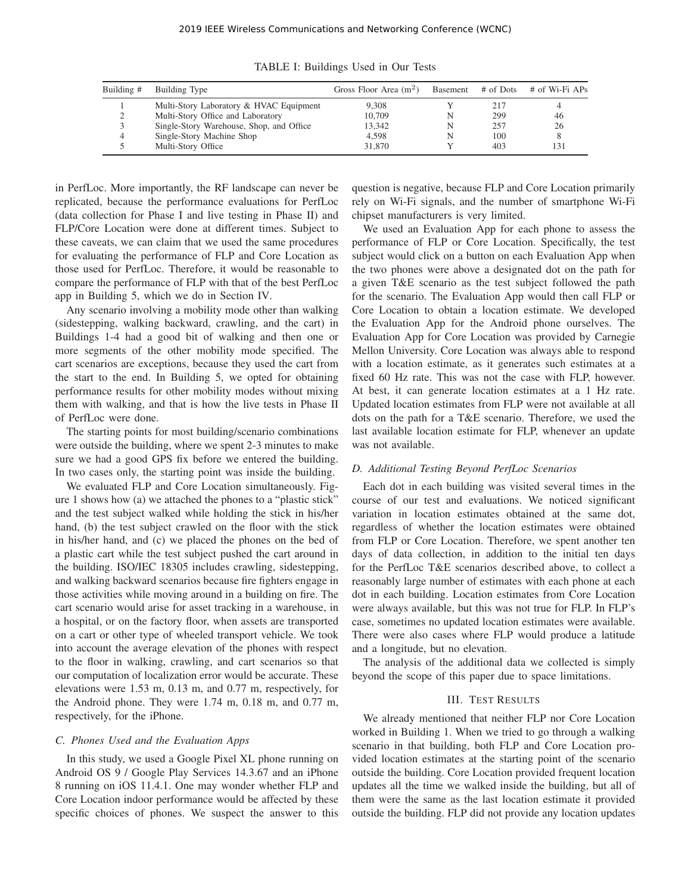TABLE I: Buildings Used in Our Tests

| Building # | Building Type | Gross Floor Area ($m^2$) | Basement | # of Dots | # of Wi-Fi APs |
|---|---|---|---|---|---|
| 1 | Multi-Story Laboratory & HVAC Equipment | 9,308 | Y | 217 | 4 |
| 2 | Multi-Story Office and Laboratory | 10,709 | N | 299 | 46 |
| 3 | Single-Story Warehouse, Shop, and Office | 13,342 | N | 257 | 26 |
| 4 | Single-Story Machine Shop | 4,598 | N | 100 | 8 |
| 5 | Multi-Story Office | 31,870 | Y | 403 | 131 |

in PerfLoc. More importantly, the RF landscape can never be replicated, because the performance evaluations for PerfLoc (data collection for Phase I and live testing in Phase II) and FLP/Core Location were done at different times. Subject to these caveats, we can claim that we used the same procedures for evaluating the performance of FLP and Core Location as those used for PerfLoc. Therefore, it would be reasonable to compare the performance of FLP with that of the best PerfLoc app in Building 5, which we do in Section IV.

Any scenario involving a mobility mode other than walking (sidestepping, walking backward, crawling, and the cart) in Buildings 1-4 had a good bit of walking and then one or more segments of the other mobility mode specified. The cart scenarios are exceptions, because they used the cart from the start to the end. In Building 5, we opted for obtaining performance results for other mobility modes without mixing them with walking, and that is how the live tests in Phase II of PerfLoc were done.

The starting points for most building/scenario combinations were outside the building, where we spent 2-3 minutes to make sure we had a good GPS fix before we entered the building. In two cases only, the starting point was inside the building.

We evaluated FLP and Core Location simultaneously. Figure 1 shows how (a) we attached the phones to a "plastic stick" and the test subject walked while holding the stick in his/her hand, (b) the test subject crawled on the floor with the stick in his/her hand, and (c) we placed the phones on the bed of a plastic cart while the test subject pushed the cart around in the building. ISO/IEC 18305 includes crawling, sidestepping, and walking backward scenarios because fire fighters engage in those activities while moving around in a building on fire. The cart scenario would arise for asset tracking in a warehouse, in a hospital, or on the factory floor, when assets are transported on a cart or other type of wheeled transport vehicle. We took into account the average elevation of the phones with respect to the floor in walking, crawling, and cart scenarios so that our computation of localization error would be accurate. These elevations were 1.53 m, 0.13 m, and 0.77 m, respectively, for the Android phone. They were 1.74 m, 0.18 m, and 0.77 m, respectively, for the iPhone.

### C. Phones Used and the Evaluation Apps

In this study, we used a Google Pixel XL phone running on Android OS 9 / Google Play Services 14.3.67 and an iPhone 8 running on iOS 11.4.1. One may wonder whether FLP and Core Location indoor performance would be affected by these specific choices of phones. We suspect the answer to this question is negative, because FLP and Core Location primarily rely on Wi-Fi signals, and the number of smartphone Wi-Fi chipset manufacturers is very limited.

We used an Evaluation App for each phone to assess the performance of FLP or Core Location. Specifically, the test subject would click on a button on each Evaluation App when the two phones were above a designated dot on the path for a given T&E scenario as the test subject followed the path for the scenario. The Evaluation App would then call FLP or Core Location to obtain a location estimate. We developed the Evaluation App for the Android phone ourselves. The Evaluation App for Core Location was provided by Carnegie Mellon University. Core Location was always able to respond with a location estimate, as it generates such estimates at a fixed 60 Hz rate. This was not the case with FLP, however. At best, it can generate location estimates at a 1 Hz rate. Updated location estimates from FLP were not available at all dots on the path for a T&E scenario. Therefore, we used the last available location estimate for FLP, whenever an update was not available.

### D. Additional Testing Beyond PerfLoc Scenarios

Each dot in each building was visited several times in the course of our test and evaluations. We noticed significant variation in location estimates obtained at the same dot, regardless of whether the location estimates were obtained from FLP or Core Location. Therefore, we spent another ten days of data collection, in addition to the initial ten days for the PerfLoc T&E scenarios described above, to collect a reasonably large number of estimates with each phone at each dot in each building. Location estimates from Core Location were always available, but this was not true for FLP. In FLP's case, sometimes no updated location estimates were available. There were also cases where FLP would produce a latitude and a longitude, but no elevation.

The analysis of the additional data we collected is simply beyond the scope of this paper due to space limitations.

## III. Test Results

We already mentioned that neither FLP nor Core Location worked in Building 1. When we tried to go through a walking scenario in that building, both FLP and Core Location provided location estimates at the starting point of the scenario outside the building. Core Location provided frequent location updates all the time we walked inside the building, but all of them were the same as the last location estimate it provided outside the building. FLP did not provide any location updates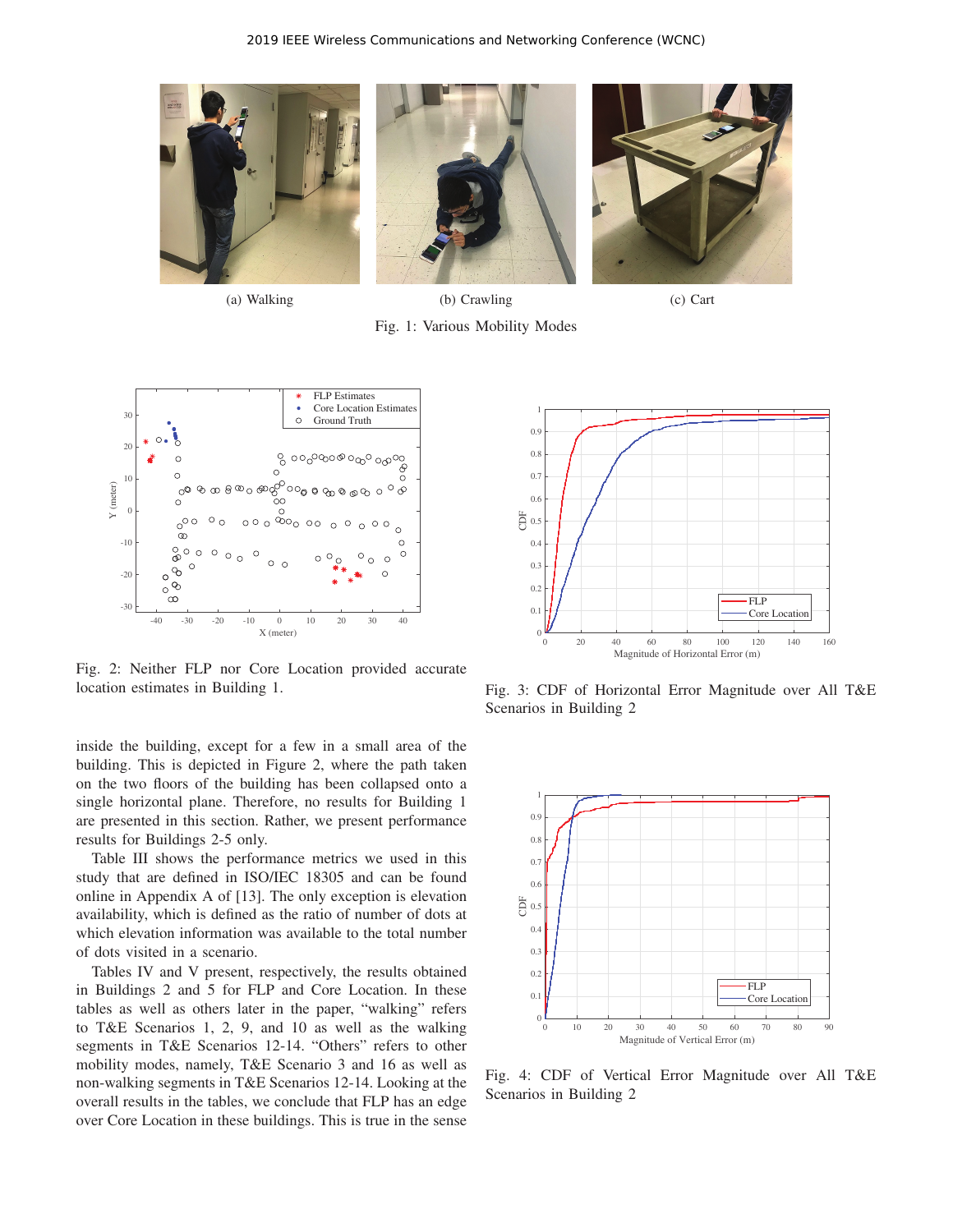(a) Walking

(b) Crawling

(c) Cart

Fig. 1: Various Mobility Modes

FLP Estimates
Core Location Estimates
Ground Truth

Y (meter)
X (meter)

30
20
10
0
-10
-20
-30

-40 -30 -20 -10 0 10 20 30 40

Fig. 2: Neither FLP nor Core Location provided accurate location estimates in Building 1.

CDF
Magnitude of Horizontal Error (m)
FLP
Core Location

Fig. 3: CDF of Horizontal Error Magnitude over All T&E Scenarios in Building 2

CDF
Magnitude of Vertical Error (m)
FLP
Core Location

Fig. 4: CDF of Vertical Error Magnitude over All T&E Scenarios in Building 2

inside the building, except for a few in a small area of the building. This is depicted in Figure 2, where the path taken on the two floors of the building has been collapsed onto a single horizontal plane. Therefore, no results for Building 1 are presented in this section. Rather, we present performance results for Buildings 2-5 only.

Table III shows the performance metrics we used in this study that are defined in ISO/IEC 18305 and can be found online in Appendix A of [13]. The only exception is elevation availability, which is defined as the ratio of number of dots at which elevation information was available to the total number of dots visited in a scenario.

Tables IV and V present, respectively, the results obtained in Buildings 2 and 5 for FLP and Core Location. In these tables as well as others later in the paper, "walking" refers to T&E Scenarios 1, 2, 9, and 10 as well as the walking segments in T&E Scenarios 12-14. "Others" refers to other mobility modes, namely, T&E Scenario 3 and 16 as well as non-walking segments in T&E Scenarios 12-14. Looking at the overall results in the tables, we conclude that FLP has an edge over Core Location in these buildings. This is true in the sense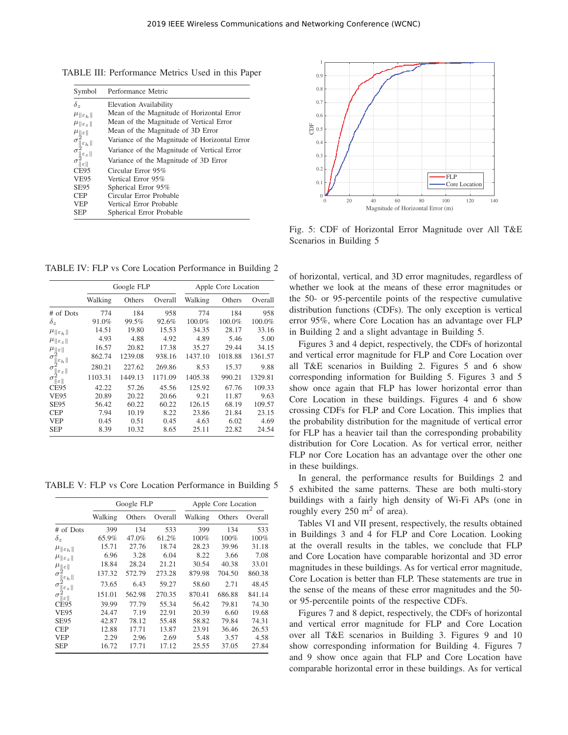TABLE III: Performance Metrics Used in this Paper

| Symbol | Performance Metric |
|---|---|
| $\delta_z$ | Elevation Availability |
| $\mu_{\|\varepsilon_h\|}$ | Mean of the Magnitude of Horizontal Error |
| $\mu_{\|\varepsilon_z\|}$ | Mean of the Magnitude of Vertical Error |
| $\mu_{\|\varepsilon\|}$ | Mean of the Magnitude of 3D Error |
| $\sigma^2_{\|\varepsilon_h\|}$ | Variance of the Magnitude of Horizontal Error |
| $\sigma^2_{\|\varepsilon_z\|}$ | Variance of the Magnitude of Vertical Error |
| $\sigma^2_{\|\varepsilon\|}$ | Variance of the Magnitude of 3D Error |
| CE95 | Circular Error 95% |
| VE95 | Vertical Error 95% |
| SE95 | Spherical Error 95% |
| CEP | Circular Error Probable |
| VEP | Vertical Error Probable |
| SEP | Spherical Error Probable |

TABLE IV: FLP vs Core Location Performance in Building 2

| | Google FLP | | | Apple Core Location | | |
|---|---|---|---|---|---|---|
| | Walking | Others | Overall | Walking | Others | Overall |
| # of Dots | 774 | 184 | 958 | 774 | 184 | 958 |
| $\delta_z$ | 91.0% | 99.5% | 92.6% | 100.0% | 100.0% | 100.0% |
| $\mu_{\|\varepsilon_h\|}$ | 14.51 | 19.80 | 15.53 | 34.35 | 28.17 | 33.16 |
| $\mu_{\|\varepsilon_z\|}$ | 4.93 | 4.88 | 4.92 | 4.89 | 5.46 | 5.00 |
| $\mu_{\|\varepsilon\|}$ | 16.57 | 20.82 | 17.38 | 35.27 | 29.44 | 34.15 |
| $\sigma^2_{\|\varepsilon_h\|}$ | 862.74 | 1239.08 | 938.16 | 1437.10 | 1018.88 | 1361.57 |
| $\sigma^2_{\|\varepsilon_z\|}$ | 280.21 | 227.62 | 269.86 | 8.53 | 15.37 | 9.88 |
| $\sigma^2_{\|\varepsilon\|}$ | 1103.31 | 1449.13 | 1171.09 | 1405.38 | 990.21 | 1329.81 |
| CE95 | 42.22 | 57.26 | 45.56 | 125.92 | 67.76 | 109.33 |
| VE95 | 20.89 | 20.22 | 20.66 | 9.21 | 11.87 | 9.63 |
| SE95 | 56.42 | 60.22 | 60.22 | 126.15 | 68.19 | 109.57 |
| CEP | 7.94 | 10.19 | 8.22 | 23.86 | 21.84 | 23.15 |
| VEP | 0.45 | 0.51 | 0.45 | 4.63 | 6.02 | 4.69 |
| SEP | 8.39 | 10.32 | 8.65 | 25.11 | 22.82 | 24.54 |

TABLE V: FLP vs Core Location Performance in Building 5

| | Google FLP | | | Apple Core Location | | |
|---|---|---|---|---|---|---|
| | Walking | Others | Overall | Walking | Others | Overall |
| # of Dots | 399 | 134 | 533 | 399 | 134 | 533 |
| $\delta_z$ | 65.9% | 47.0% | 61.2% | 100% | 100% | 100% |
| $\mu_{\|\varepsilon_h\|}$ | 15.71 | 27.76 | 18.74 | 28.23 | 39.96 | 31.18 |
| $\mu_{\|\varepsilon_z\|}$ | 6.96 | 3.28 | 6.04 | 8.22 | 3.66 | 7.08 |
| $\mu_{\|\varepsilon\|}$ | 18.84 | 28.24 | 21.21 | 30.54 | 40.38 | 33.01 |
| $\sigma^2_{\|\varepsilon_h\|}$ | 137.32 | 572.79 | 273.28 | 879.98 | 704.50 | 860.38 |
| $\sigma^2_{\|\varepsilon_z\|}$ | 73.65 | 6.43 | 59.27 | 58.60 | 2.71 | 48.45 |
| $\sigma^2_{\|\varepsilon\|}$ | 151.01 | 562.98 | 270.35 | 870.41 | 686.88 | 841.14 |
| CE95 | 39.99 | 77.79 | 55.34 | 56.42 | 79.81 | 74.30 |
| VE95 | 24.47 | 7.19 | 22.91 | 20.39 | 6.60 | 19.68 |
| SE95 | 42.87 | 78.12 | 55.48 | 58.82 | 79.84 | 74.31 |
| CEP | 12.88 | 17.71 | 13.87 | 23.91 | 36.46 | 26.53 |
| VEP | 2.29 | 2.96 | 2.69 | 5.48 | 3.57 | 4.58 |
| SEP | 16.72 | 17.71 | 17.12 | 25.55 | 37.05 | 27.84 |

Fig. 5: CDF of Horizontal Error Magnitude over All T&E Scenarios in Building 5

of horizontal, vertical, and 3D error magnitudes, regardless of whether we look at the means of these error magnitudes or the 50- or 95-percentile points of the respective cumulative distribution functions (CDFs). The only exception is vertical error 95%, where Core Location has an advantage over FLP in Building 2 and a slight advantage in Building 5.

Figures 3 and 4 depict, respectively, the CDFs of horizontal and vertical error magnitude for FLP and Core Location over all T&E scenarios in Building 2. Figures 5 and 6 show corresponding information for Building 5. Figures 3 and 5 show once again that FLP has lower horizontal error than Core Location in these buildings. Figures 4 and 6 show crossing CDFs for FLP and Core Location. This implies that the probability distribution for the magnitude of vertical error for FLP has a heavier tail than the corresponding probability distribution for Core Location. As for vertical error, neither FLP nor Core Location has an advantage over the other one in these buildings.

In general, the performance results for Buildings 2 and 5 exhibited the same patterns. These are both multi-story buildings with a fairly high density of Wi-Fi APs (one in roughly every 250 m$^2$ of area).

Tables VI and VII present, respectively, the results obtained in Buildings 3 and 4 for FLP and Core Location. Looking at the overall results in the tables, we conclude that FLP and Core Location have comparable horizontal and 3D error magnitudes in these buildings. As for vertical error magnitude, Core Location is better than FLP. These statements are true in the sense of the means of these error magnitudes and the 50- or 95-percentile points of the respective CDFs.

Figures 7 and 8 depict, respectively, the CDFs of horizontal and vertical error magnitude for FLP and Core Location over all T&E scenarios in Building 3. Figures 9 and 10 show corresponding information for Building 4. Figures 7 and 9 show once again that FLP and Core Location have comparable horizontal error in these buildings. As for vertical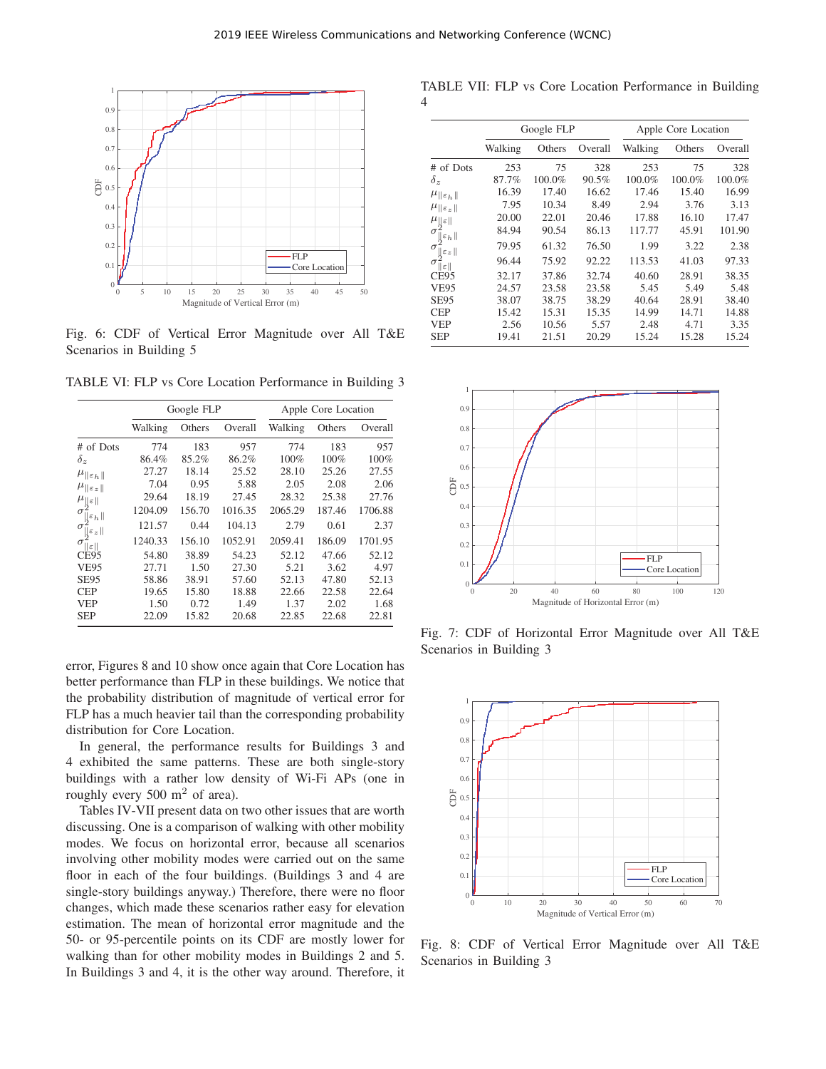1
0.9
0.8
0.7
0.6
0.5
0.4
0.3
0.2
0.1
0
CDF
0 5 10 15 20 25 30 35 40 45 50
Magnitude of Vertical Error (m)
FLP
Core Location

Fig. 6: CDF of Vertical Error Magnitude over All T&E Scenarios in Building 5

TABLE VI: FLP vs Core Location Performance in Building 3

| | Google FLP | | | Apple Core Location | | |
|---|---|---|---|---|---|---|
| | Walking | Others | Overall | Walking | Others | Overall |
| # of Dots | 774 | 183 | 957 | 774 | 183 | 957 |
| $\delta_z$ | 86.4% | 85.2% | 86.2% | 100% | 100% | 100% |
| $\mu_{\|\varepsilon_h\|}$ | 27.27 | 18.14 | 25.52 | 28.10 | 25.26 | 27.55 |
| $\mu_{\|\varepsilon_z\|}$ | 7.04 | 0.95 | 5.88 | 2.05 | 2.08 | 2.06 |
| $\mu_{\|\varepsilon\|}$ | 29.64 | 18.19 | 27.45 | 28.32 | 25.38 | 27.76 |
| $\sigma^2_{\|\varepsilon_h\|}$ | 1204.09 | 156.70 | 1016.35 | 2065.29 | 187.46 | 1706.88 |
| $\sigma^2_{\|\varepsilon_z\|}$ | 121.57 | 0.44 | 104.13 | 2.79 | 0.61 | 2.37 |
| $\sigma^2_{\|\varepsilon\|}$ | 1240.33 | 156.10 | 1052.91 | 2059.41 | 186.09 | 1701.95 |
| CE95 | 54.80 | 38.89 | 54.23 | 52.12 | 47.66 | 52.12 |
| VE95 | 27.71 | 1.50 | 27.30 | 5.21 | 3.62 | 4.97 |
| SE95 | 58.86 | 38.91 | 57.60 | 52.13 | 47.80 | 52.13 |
| CEP | 19.65 | 15.80 | 18.88 | 22.66 | 22.58 | 22.64 |
| VEP | 1.50 | 0.72 | 1.49 | 1.37 | 2.02 | 1.68 |
| SEP | 22.09 | 15.82 | 20.68 | 22.85 | 22.68 | 22.81 |

error, Figures 8 and 10 show once again that Core Location has better performance than FLP in these buildings. We notice that the probability distribution of magnitude of vertical error for FLP has a much heavier tail than the corresponding probability distribution for Core Location.

In general, the performance results for Buildings 3 and 4 exhibited the same patterns. These are both single-story buildings with a rather low density of Wi-Fi APs (one in roughly every 500 m$^2$ of area).

Tables IV-VII present data on two other issues that are worth discussing. One is a comparison of walking with other mobility modes. We focus on horizontal error, because all scenarios involving other mobility modes were carried out on the same floor in each of the four buildings. (Buildings 3 and 4 are single-story buildings anyway.) Therefore, there were no floor changes, which made these scenarios rather easy for elevation estimation. The mean of horizontal error magnitude and the 50- or 95-percentile points on its CDF are mostly lower for walking than for other mobility modes in Buildings 2 and 5. In Buildings 3 and 4, it is the other way around. Therefore, it

TABLE VII: FLP vs Core Location Performance in Building 4

| | Google FLP | | | Apple Core Location | | |
|---|---|---|---|---|---|---|
| | Walking | Others | Overall | Walking | Others | Overall |
| # of Dots | 253 | 75 | 328 | 253 | 75 | 328 |
| $\delta_z$ | 87.7% | 100.0% | 90.5% | 100.0% | 100.0% | 100.0% |
| $\mu_{\|\varepsilon_h\|}$ | 16.39 | 17.40 | 16.62 | 17.46 | 15.40 | 16.99 |
| $\mu_{\|\varepsilon_z\|}$ | 7.95 | 10.34 | 8.49 | 2.94 | 3.76 | 3.13 |
| $\mu_{\|\varepsilon\|}$ | 20.00 | 22.01 | 20.46 | 17.88 | 16.10 | 17.47 |
| $\sigma^2_{\|\varepsilon_h\|}$ | 84.94 | 90.54 | 86.13 | 117.77 | 45.91 | 101.90 |
| $\sigma^2_{\|\varepsilon_z\|}$ | 79.95 | 61.32 | 76.50 | 1.99 | 3.22 | 2.38 |
| $\sigma^2_{\|\varepsilon\|}$ | 96.44 | 75.92 | 92.22 | 113.53 | 41.03 | 97.33 |
| CE95 | 32.17 | 37.86 | 32.74 | 40.60 | 28.91 | 38.35 |
| VE95 | 24.57 | 23.58 | 23.58 | 5.45 | 5.49 | 5.48 |
| SE95 | 38.07 | 38.75 | 38.29 | 40.64 | 28.91 | 38.40 |
| CEP | 15.42 | 15.31 | 15.35 | 14.99 | 14.71 | 14.88 |
| VEP | 2.56 | 10.56 | 5.57 | 2.48 | 4.71 | 3.35 |
| SEP | 19.41 | 21.51 | 20.29 | 15.24 | 15.28 | 15.24 |

1
0.9
0.8
0.7
0.6
0.5
0.4
0.3
0.2
0.1
0
CDF
0 20 40 60 80 100 120
Magnitude of Horizontal Error (m)
FLP
Core Location

Fig. 7: CDF of Horizontal Error Magnitude over All T&E Scenarios in Building 3

1
0.9
0.8
0.7
0.6
0.5
0.4
0.3
0.2
0.1
0
CDF
0 10 20 30 40 50 60 70
Magnitude of Vertical Error (m)
FLP
Core Location

Fig. 8: CDF of Vertical Error Magnitude over All T&E Scenarios in Building 3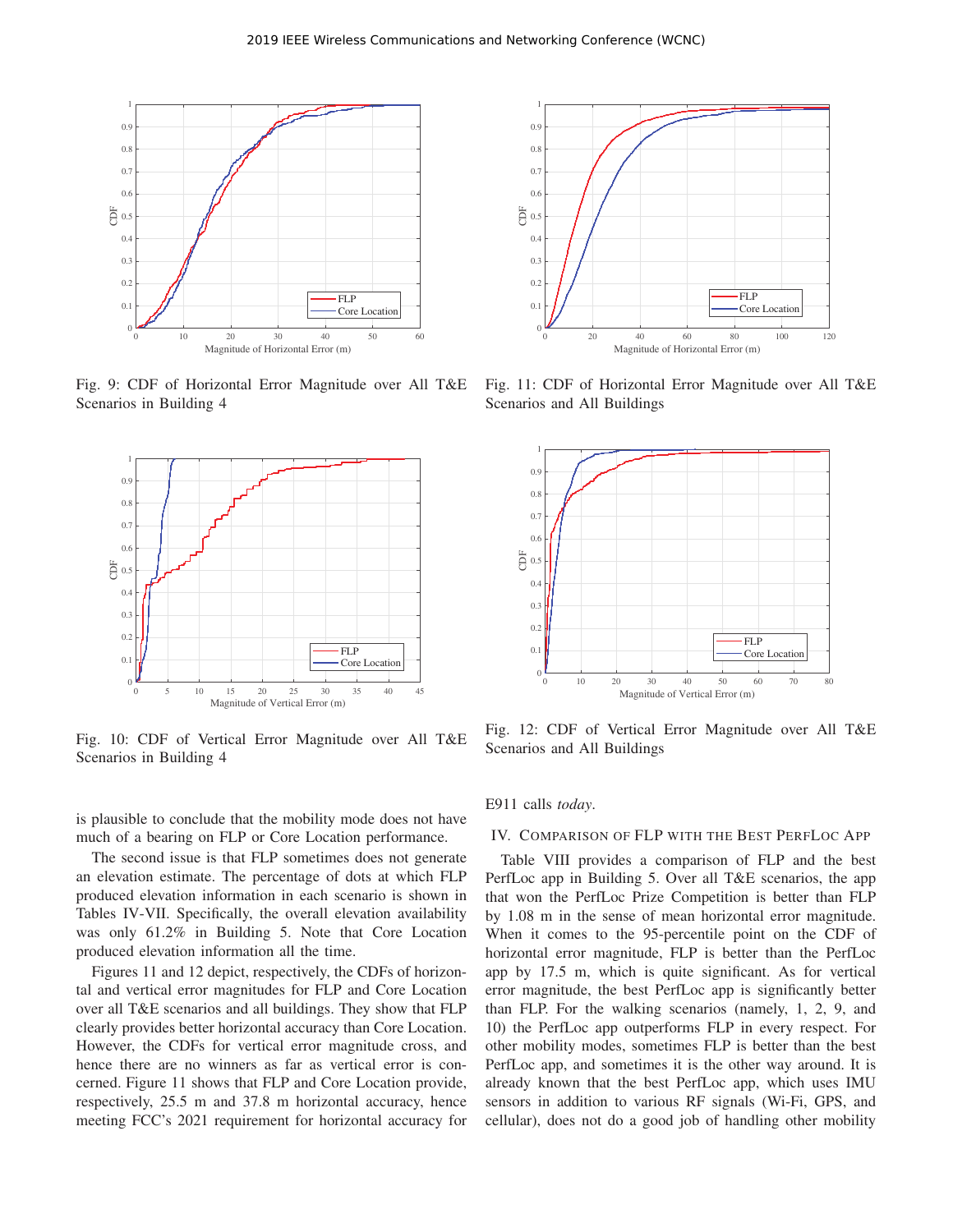1
0.9
0.8
0.7
0.6
0.5
0.4
0.3
0.2
0.1
0
CDF
0 10 20 30 40 50 60
Magnitude of Horizontal Error (m)
FLP
Core Location

Fig. 9: CDF of Horizontal Error Magnitude over All T&E Scenarios in Building 4

1
0.9
0.8
0.7
0.6
0.5
0.4
0.3
0.2
0.1
0
CDF
0 5 10 15 20 25 30 35 40 45
Magnitude of Vertical Error (m)
FLP
Core Location

Fig. 10: CDF of Vertical Error Magnitude over All T&E Scenarios in Building 4

1
0.9
0.8
0.7
0.6
0.5
0.4
0.3
0.2
0.1
0
CDF
0 20 40 60 80 100 120
Magnitude of Horizontal Error (m)
FLP
Core Location

Fig. 11: CDF of Horizontal Error Magnitude over All T&E Scenarios and All Buildings

1
0.9
0.8
0.7
0.6
0.5
0.4
0.3
0.2
0.1
0
CDF
0 10 20 30 40 50 60 70 80
Magnitude of Vertical Error (m)
FLP
Core Location

Fig. 12: CDF of Vertical Error Magnitude over All T&E Scenarios and All Buildings

is plausible to conclude that the mobility mode does not have much of a bearing on FLP or Core Location performance.

The second issue is that FLP sometimes does not generate an elevation estimate. The percentage of dots at which FLP produced elevation information in each scenario is shown in Tables IV-VII. Specifically, the overall elevation availability was only 61.2% in Building 5. Note that Core Location produced elevation information all the time.

Figures 11 and 12 depict, respectively, the CDFs of horizontal and vertical error magnitudes for FLP and Core Location over all T&E scenarios and all buildings. They show that FLP clearly provides better horizontal accuracy than Core Location. However, the CDFs for vertical error magnitude cross, and hence there are no winners as far as vertical error is concerned. Figure 11 shows that FLP and Core Location provide, respectively, 25.5 m and 37.8 m horizontal accuracy, hence meeting FCC's 2021 requirement for horizontal accuracy for E911 calls *today*.

## IV. Comparison of FLP with the Best PerfLoc App

Table VIII provides a comparison of FLP and the best PerfLoc app in Building 5. Over all T&E scenarios, the app that won the PerfLoc Prize Competition is better than FLP by 1.08 m in the sense of mean horizontal error magnitude. When it comes to the 95-percentile point on the CDF of horizontal error magnitude, FLP is better than the PerfLoc app by 17.5 m, which is quite significant. As for vertical error magnitude, the best PerfLoc app is significantly better than FLP. For the walking scenarios (namely, 1, 2, 9, and 10) the PerfLoc app outperforms FLP in every respect. For other mobility modes, sometimes FLP is better than the best PerfLoc app, and sometimes it is the other way around. It is already known that the best PerfLoc app, which uses IMU sensors in addition to various RF signals (Wi-Fi, GPS, and cellular), does not do a good job of handling other mobility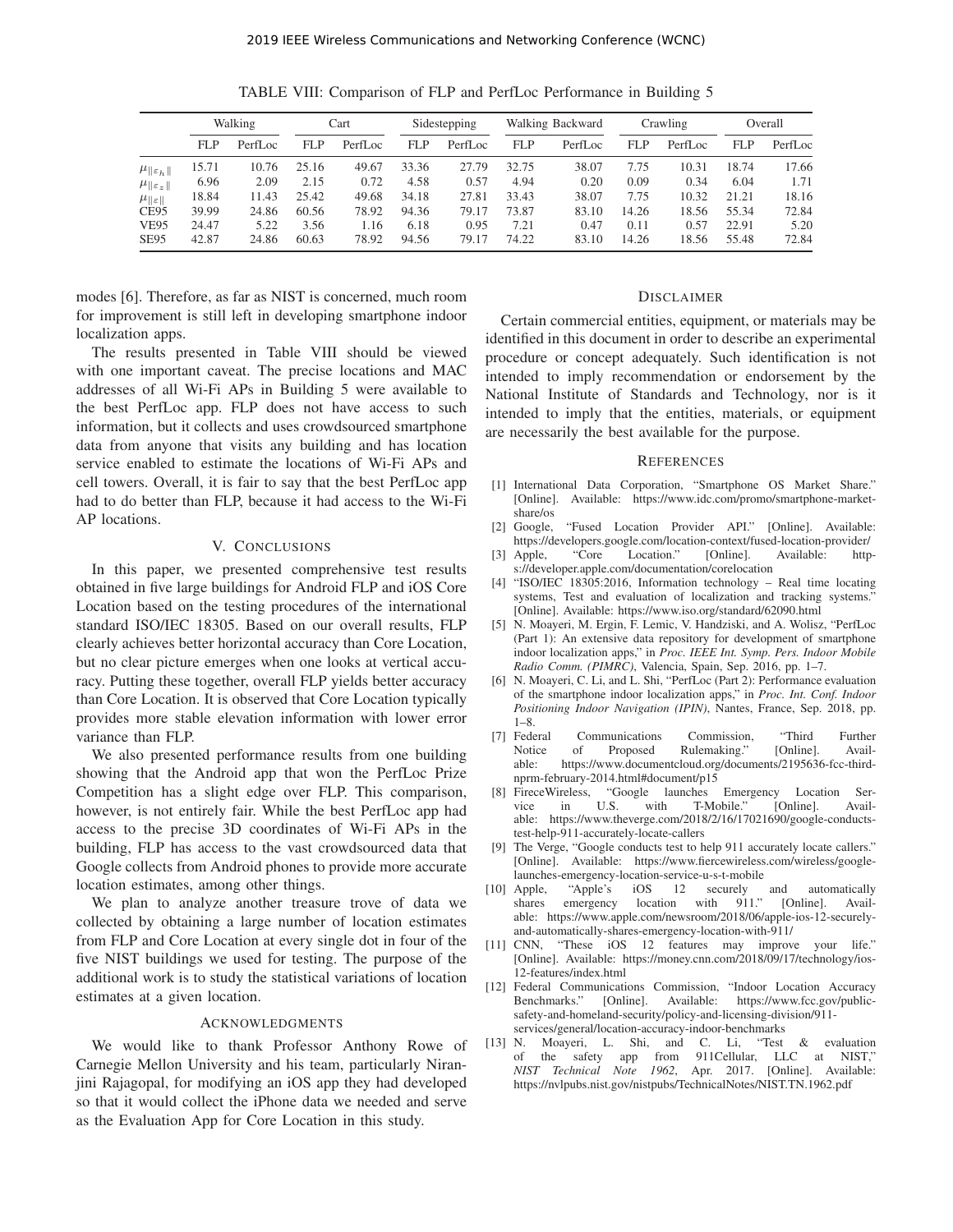TABLE VIII: Comparison of FLP and PerfLoc Performance in Building 5

| | Walking | | Cart | | Sidestepping | | Walking Backward | | Crawling | | Overall | |
|---|---|---|---|---|---|---|---|---|---|---|---|---|
| | FLP | PerfLoc | FLP | PerfLoc | FLP | PerfLoc | FLP | PerfLoc | FLP | PerfLoc | FLP | PerfLoc |
| $\mu_{\|\varepsilon_h\|}$ | 15.71 | 10.76 | 25.16 | 49.67 | 33.36 | 27.79 | 32.75 | 38.07 | 7.75 | 10.31 | 18.74 | 17.66 |
| $\mu_{\|\varepsilon_z\|}$ | 6.96 | 2.09 | 2.15 | 0.72 | 4.58 | 0.57 | 4.94 | 0.20 | 0.09 | 0.34 | 6.04 | 1.71 |
| $\mu_{\|\varepsilon\|}$ | 18.84 | 11.43 | 25.42 | 49.68 | 34.18 | 27.81 | 33.43 | 38.07 | 7.75 | 10.32 | 21.21 | 18.16 |
| CE95 | 39.99 | 24.86 | 60.56 | 78.92 | 94.36 | 79.17 | 73.87 | 83.10 | 14.26 | 18.56 | 55.34 | 72.84 |
| VE95 | 24.47 | 5.22 | 3.56 | 1.16 | 6.18 | 0.95 | 7.21 | 0.47 | 0.11 | 0.57 | 22.91 | 5.20 |
| SE95 | 42.87 | 24.86 | 60.63 | 78.92 | 94.56 | 79.17 | 74.22 | 83.10 | 14.26 | 18.56 | 55.48 | 72.84 |

modes [6]. Therefore, as far as NIST is concerned, much room for improvement is still left in developing smartphone indoor localization apps.

The results presented in Table VIII should be viewed with one important caveat. The precise locations and MAC addresses of all Wi-Fi APs in Building 5 were available to the best PerfLoc app. FLP does not have access to such information, but it collects and uses crowdsourced smartphone data from anyone that visits any building and has location service enabled to estimate the locations of Wi-Fi APs and cell towers. Overall, it is fair to say that the best PerfLoc app had to do better than FLP, because it had access to the Wi-Fi AP locations.

## V. Conclusions

In this paper, we presented comprehensive test results obtained in five large buildings for Android FLP and iOS Core Location based on the testing procedures of the international standard ISO/IEC 18305. Based on our overall results, FLP clearly achieves better horizontal accuracy than Core Location, but no clear picture emerges when one looks at vertical accuracy. Putting these together, overall FLP yields better accuracy than Core Location. It is observed that Core Location typically provides more stable elevation information with lower error variance than FLP.

We also presented performance results from one building showing that the Android app that won the PerfLoc Prize Competition has a slight edge over FLP. This comparison, however, is not entirely fair. While the best PerfLoc app had access to the precise 3D coordinates of Wi-Fi APs in the building, FLP has access to the vast crowdsourced data that Google collects from Android phones to provide more accurate location estimates, among other things.

We plan to analyze another treasure trove of data we collected by obtaining a large number of location estimates from FLP and Core Location at every single dot in four of the five NIST buildings we used for testing. The purpose of the additional work is to study the statistical variations of location estimates at a given location.

## Acknowledgments

We would like to thank Professor Anthony Rowe of Carnegie Mellon University and his team, particularly Niranjini Rajagopal, for modifying an iOS app they had developed so that it would collect the iPhone data we needed and serve as the Evaluation App for Core Location in this study.

## Disclaimer

Certain commercial entities, equipment, or materials may be identified in this document in order to describe an experimental procedure or concept adequately. Such identification is not intended to imply recommendation or endorsement by the National Institute of Standards and Technology, nor is it intended to imply that the entities, materials, or equipment are necessarily the best available for the purpose.

## References

[1] International Data Corporation, "Smartphone OS Market Share." [Online]. Available: https://www.idc.com/promo/smartphone-market-share/os

[2] Google, "Fused Location Provider API." [Online]. Available: https://developers.google.com/location-context/fused-location-provider/

[3] Apple, "Core Location." [Online]. Available: https://developer.apple.com/documentation/corelocation

[4] "ISO/IEC 18305:2016, Information technology – Real time locating systems, Test and evaluation of localization and tracking systems." [Online]. Available: https://www.iso.org/standard/62090.html

[5] N. Moayeri, M. Ergin, F. Lemic, V. Handziski, and A. Wolisz, "PerfLoc (Part 1): An extensive data repository for development of smartphone indoor localization apps," in *Proc. IEEE Int. Symp. Pers. Indoor Mobile Radio Comm. (PIMRC)*, Valencia, Spain, Sep. 2016, pp. 1–7.

[6] N. Moayeri, C. Li, and L. Shi, "PerfLoc (Part 2): Performance evaluation of the smartphone indoor localization apps," in *Proc. Int. Conf. Indoor Positioning Indoor Navigation (IPIN)*, Nantes, France, Sep. 2018, pp. 1–8.

[7] Federal Communications Commission, "Third Further Notice of Proposed Rulemaking." [Online]. Available: https://www.documentcloud.org/documents/2195636-fcc-third-nprm-february-2014.html#document/p15

[8] FireceWireless, "Google launches Emergency Location Service in U.S. with T-Mobile." [Online]. Available: https://www.theverge.com/2018/2/16/17021690/google-conducts-test-help-911-accurately-locate-callers

[9] The Verge, "Google conducts test to help 911 accurately locate callers." [Online]. Available: https://www.fiercewireless.com/wireless/google-launches-emergency-location-service-u-s-t-mobile

[10] Apple, "Apple's iOS 12 securely and automatically shares emergency location with 911." [Online]. Available: https://www.apple.com/newsroom/2018/06/apple-ios-12-securely-and-automatically-shares-emergency-location-with-911/

[11] CNN, "These iOS 12 features may improve your life." [Online]. Available: https://money.cnn.com/2018/09/17/technology/ios-12-features/index.html

[12] Federal Communications Commission, "Indoor Location Accuracy Benchmarks." [Online]. Available: https://www.fcc.gov/public-safety-and-homeland-security/policy-and-licensing-division/911-services/general/location-accuracy-indoor-benchmarks

[13] N. Moayeri, L. Shi, and C. Li, "Test & evaluation of the safety app from 911Cellular, LLC at NIST," *NIST Technical Note 1962*, Apr. 2017. [Online]. Available: https://nvlpubs.nist.gov/nistpubs/TechnicalNotes/NIST.TN.1962.pdf